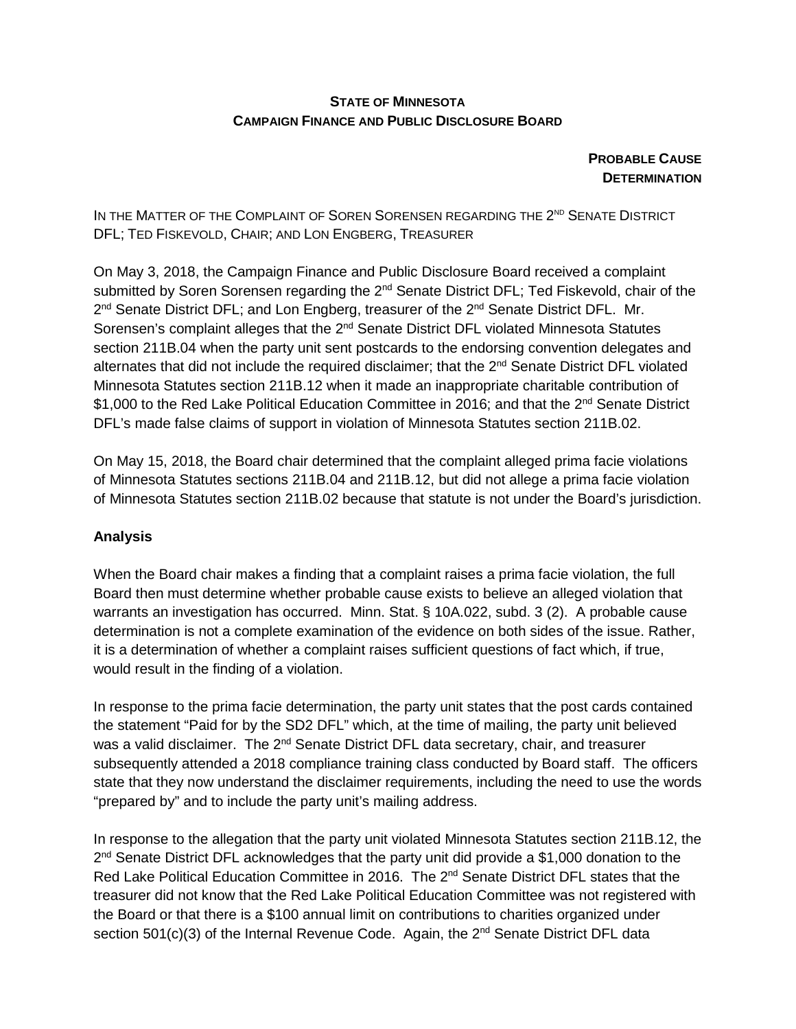**STATE OF MINNESOTA**
**CAMPAIGN FINANCE AND PUBLIC DISCLOSURE BOARD**

**PROBABLE CAUSE DETERMINATION**

IN THE MATTER OF THE COMPLAINT OF SOREN SORENSEN REGARDING THE 2ND SENATE DISTRICT DFL; TED FISKEVOLD, CHAIR; AND LON ENGBERG, TREASURER

On May 3, 2018, the Campaign Finance and Public Disclosure Board received a complaint submitted by Soren Sorensen regarding the 2nd Senate District DFL; Ted Fiskevold, chair of the 2nd Senate District DFL; and Lon Engberg, treasurer of the 2nd Senate District DFL. Mr. Sorensen's complaint alleges that the 2nd Senate District DFL violated Minnesota Statutes section 211B.04 when the party unit sent postcards to the endorsing convention delegates and alternates that did not include the required disclaimer; that the 2nd Senate District DFL violated Minnesota Statutes section 211B.12 when it made an inappropriate charitable contribution of $1,000 to the Red Lake Political Education Committee in 2016; and that the 2nd Senate District DFL's made false claims of support in violation of Minnesota Statutes section 211B.02.

On May 15, 2018, the Board chair determined that the complaint alleged prima facie violations of Minnesota Statutes sections 211B.04 and 211B.12, but did not allege a prima facie violation of Minnesota Statutes section 211B.02 because that statute is not under the Board's jurisdiction.

**Analysis**

When the Board chair makes a finding that a complaint raises a prima facie violation, the full Board then must determine whether probable cause exists to believe an alleged violation that warrants an investigation has occurred. Minn. Stat. § 10A.022, subd. 3 (2). A probable cause determination is not a complete examination of the evidence on both sides of the issue. Rather, it is a determination of whether a complaint raises sufficient questions of fact which, if true, would result in the finding of a violation.

In response to the prima facie determination, the party unit states that the post cards contained the statement "Paid for by the SD2 DFL" which, at the time of mailing, the party unit believed was a valid disclaimer. The 2nd Senate District DFL data secretary, chair, and treasurer subsequently attended a 2018 compliance training class conducted by Board staff. The officers state that they now understand the disclaimer requirements, including the need to use the words "prepared by" and to include the party unit's mailing address.

In response to the allegation that the party unit violated Minnesota Statutes section 211B.12, the 2nd Senate District DFL acknowledges that the party unit did provide a $1,000 donation to the Red Lake Political Education Committee in 2016. The 2nd Senate District DFL states that the treasurer did not know that the Red Lake Political Education Committee was not registered with the Board or that there is a $100 annual limit on contributions to charities organized under section 501(c)(3) of the Internal Revenue Code. Again, the 2nd Senate District DFL data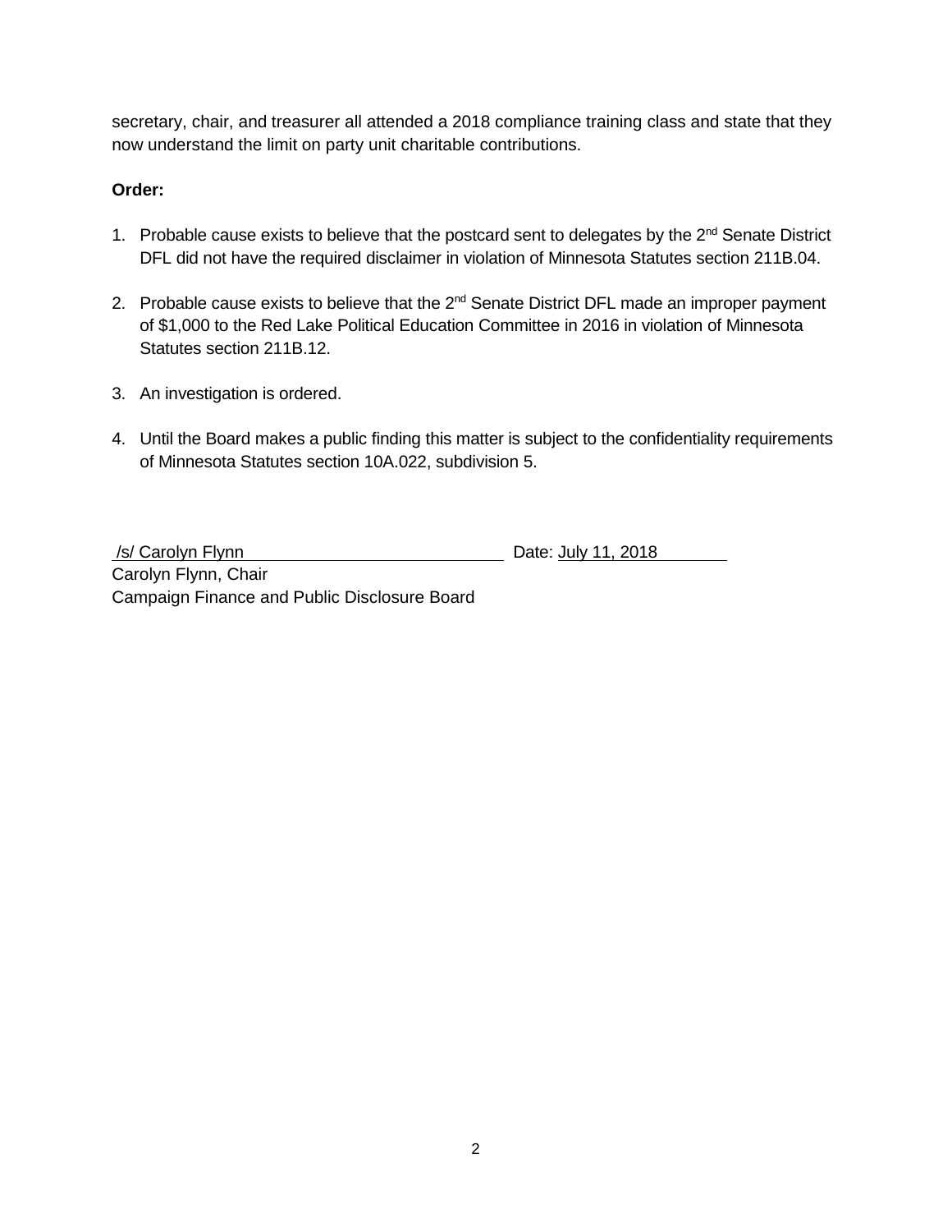secretary, chair, and treasurer all attended a 2018 compliance training class and state that they now understand the limit on party unit charitable contributions.

**Order:**

1. Probable cause exists to believe that the postcard sent to delegates by the 2nd Senate District DFL did not have the required disclaimer in violation of Minnesota Statutes section 211B.04.

2. Probable cause exists to believe that the 2nd Senate District DFL made an improper payment of $1,000 to the Red Lake Political Education Committee in 2016 in violation of Minnesota Statutes section 211B.12.

3. An investigation is ordered.

4. Until the Board makes a public finding this matter is subject to the confidentiality requirements of Minnesota Statutes section 10A.022, subdivision 5.

/s/ Carolyn Flynn Date: July 11, 2018

Carolyn Flynn, Chair
Campaign Finance and Public Disclosure Board